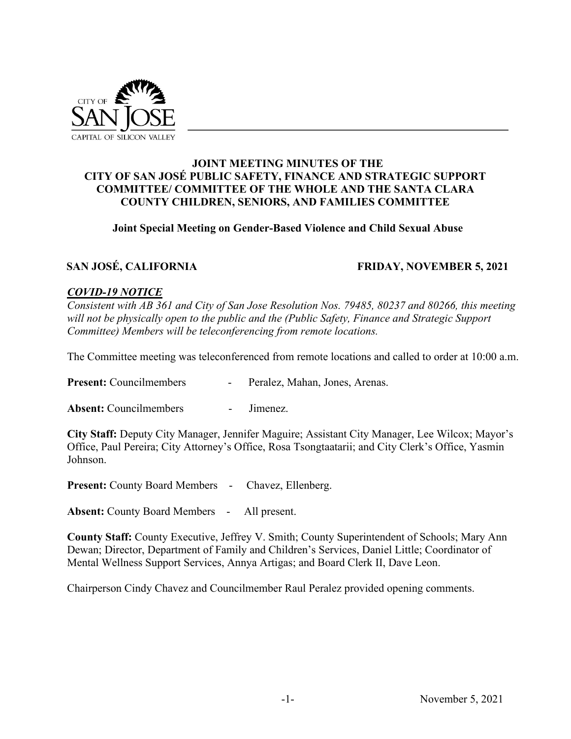# JOINT MEETING MINUTES OF THE CITY OF SAN JOSÉ PUBLIC SAFETY, FINANCE AND STRATEGIC SUPPORT COMMITTEE/ COMMITTEE OF THE WHOLE AND THE SANTA CLARA COUNTY CHILDREN, SENIORS, AND FAMILIES COMMITTEE

## Joint Special Meeting on Gender-Based Violence and Child Sexual Abuse

**SAN JOSÉ, CALIFORNIA** **FRIDAY, NOVEMBER 5, 2021**

***COVID-19 NOTICE***

*Consistent with AB 361 and City of San Jose Resolution Nos. 79485, 80237 and 80266, this meeting will not be physically open to the public and the (Public Safety, Finance and Strategic Support Committee) Members will be teleconferencing from remote locations.*

The Committee meeting was teleconferenced from remote locations and called to order at 10:00 a.m.

**Present:** Councilmembers - Peralez, Mahan, Jones, Arenas.

**Absent:** Councilmembers - Jimenez.

**City Staff:** Deputy City Manager, Jennifer Maguire; Assistant City Manager, Lee Wilcox; Mayor's Office, Paul Pereira; City Attorney's Office, Rosa Tsongtaatarii; and City Clerk's Office, Yasmin Johnson.

**Present:** County Board Members - Chavez, Ellenberg.

**Absent:** County Board Members - All present.

**County Staff:** County Executive, Jeffrey V. Smith; County Superintendent of Schools; Mary Ann Dewan; Director, Department of Family and Children's Services, Daniel Little; Coordinator of Mental Wellness Support Services, Annya Artigas; and Board Clerk II, Dave Leon.

Chairperson Cindy Chavez and Councilmember Raul Peralez provided opening comments.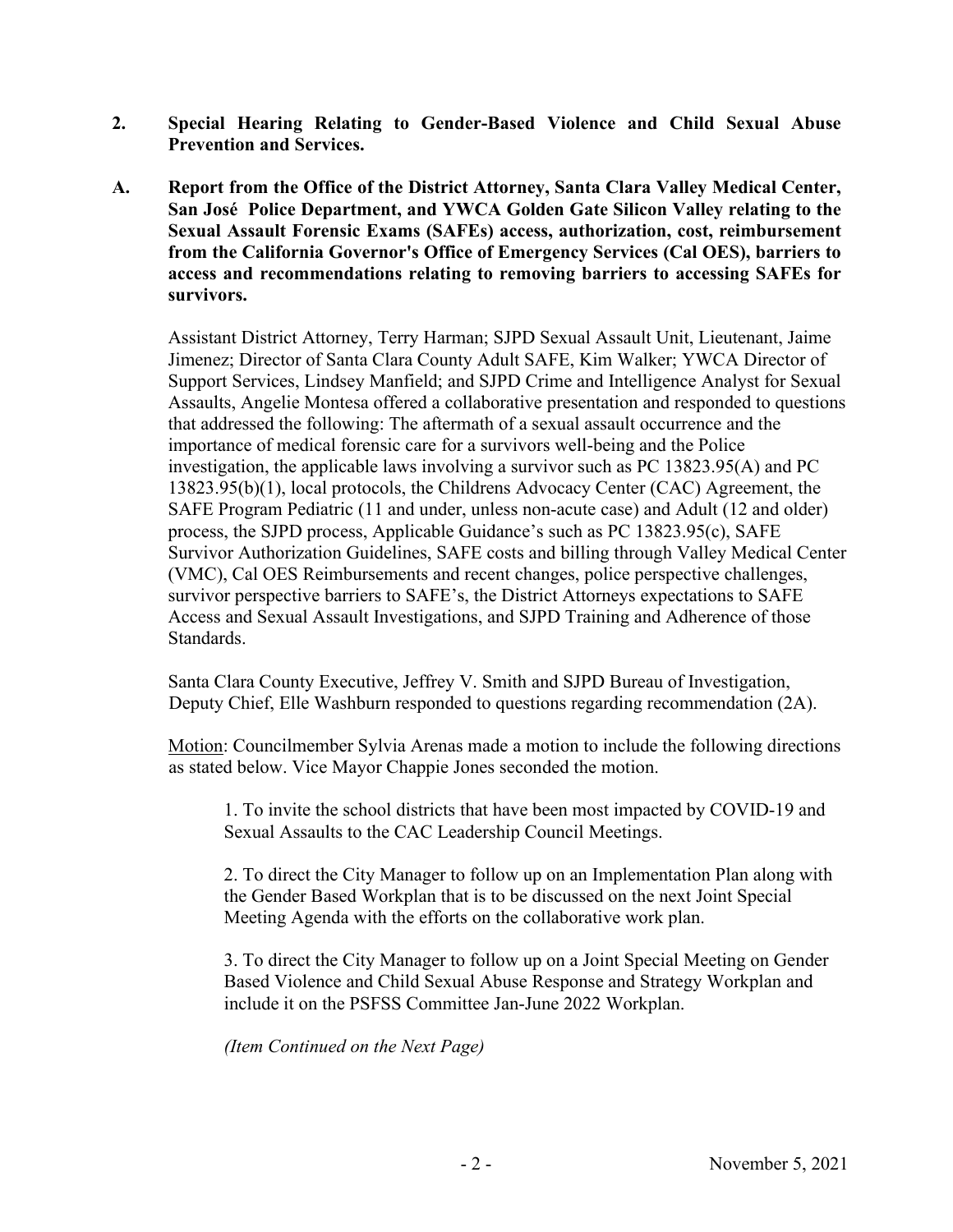**2. Special Hearing Relating to Gender-Based Violence and Child Sexual Abuse Prevention and Services.**

**A. Report from the Office of the District Attorney, Santa Clara Valley Medical Center, San José Police Department, and YWCA Golden Gate Silicon Valley relating to the Sexual Assault Forensic Exams (SAFEs) access, authorization, cost, reimbursement from the California Governor's Office of Emergency Services (Cal OES), barriers to access and recommendations relating to removing barriers to accessing SAFEs for survivors.**

Assistant District Attorney, Terry Harman; SJPD Sexual Assault Unit, Lieutenant, Jaime Jimenez; Director of Santa Clara County Adult SAFE, Kim Walker; YWCA Director of Support Services, Lindsey Manfield; and SJPD Crime and Intelligence Analyst for Sexual Assaults, Angelie Montesa offered a collaborative presentation and responded to questions that addressed the following: The aftermath of a sexual assault occurrence and the importance of medical forensic care for a survivors well-being and the Police investigation, the applicable laws involving a survivor such as PC 13823.95(A) and PC 13823.95(b)(1), local protocols, the Childrens Advocacy Center (CAC) Agreement, the SAFE Program Pediatric (11 and under, unless non-acute case) and Adult (12 and older) process, the SJPD process, Applicable Guidance's such as PC 13823.95(c), SAFE Survivor Authorization Guidelines, SAFE costs and billing through Valley Medical Center (VMC), Cal OES Reimbursements and recent changes, police perspective challenges, survivor perspective barriers to SAFE's, the District Attorneys expectations to SAFE Access and Sexual Assault Investigations, and SJPD Training and Adherence of those Standards.

Santa Clara County Executive, Jeffrey V. Smith and SJPD Bureau of Investigation, Deputy Chief, Elle Washburn responded to questions regarding recommendation (2A).

Motion: Councilmember Sylvia Arenas made a motion to include the following directions as stated below. Vice Mayor Chappie Jones seconded the motion.

1. To invite the school districts that have been most impacted by COVID-19 and Sexual Assaults to the CAC Leadership Council Meetings.

2. To direct the City Manager to follow up on an Implementation Plan along with the Gender Based Workplan that is to be discussed on the next Joint Special Meeting Agenda with the efforts on the collaborative work plan.

3. To direct the City Manager to follow up on a Joint Special Meeting on Gender Based Violence and Child Sexual Abuse Response and Strategy Workplan and include it on the PSFSS Committee Jan-June 2022 Workplan.

*(Item Continued on the Next Page)*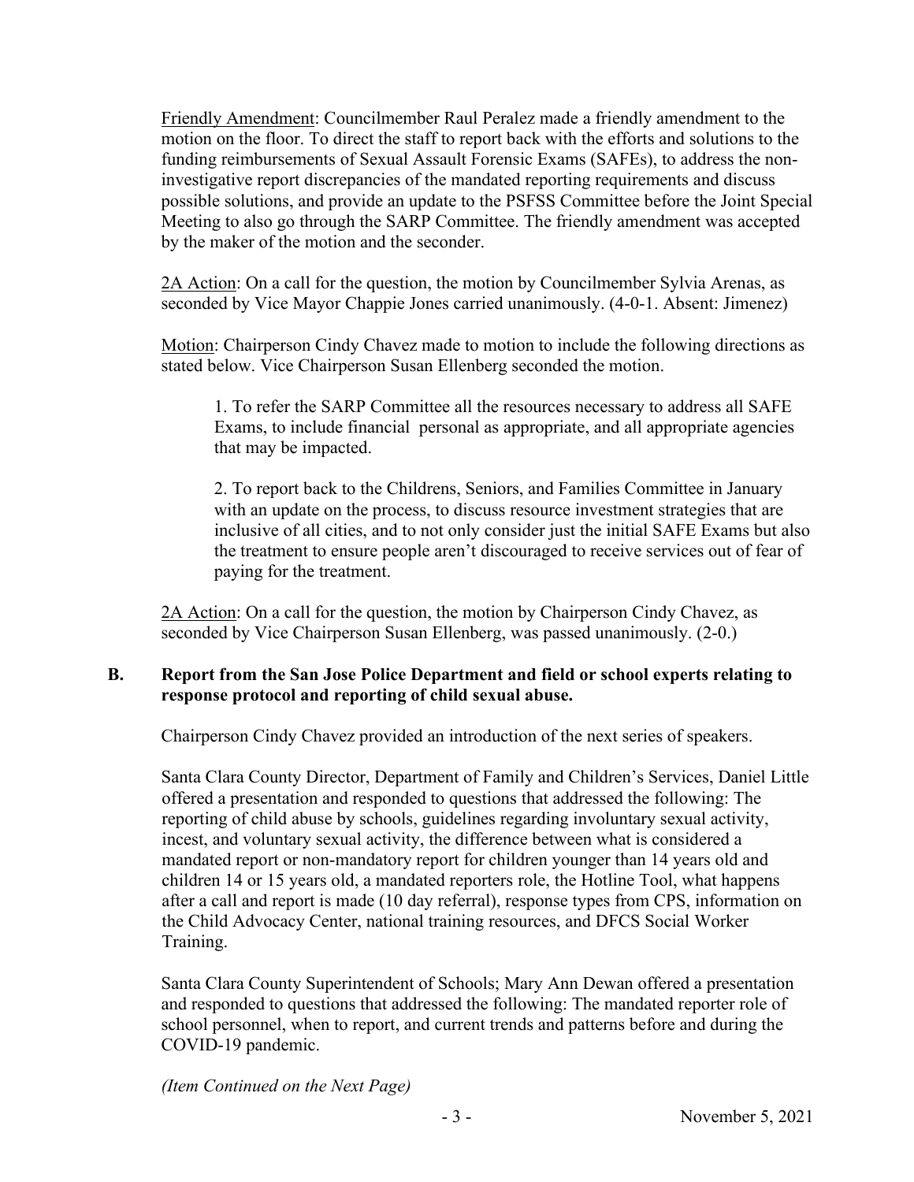Friendly Amendment: Councilmember Raul Peralez made a friendly amendment to the motion on the floor. To direct the staff to report back with the efforts and solutions to the funding reimbursements of Sexual Assault Forensic Exams (SAFEs), to address the non-investigative report discrepancies of the mandated reporting requirements and discuss possible solutions, and provide an update to the PSFSS Committee before the Joint Special Meeting to also go through the SARP Committee. The friendly amendment was accepted by the maker of the motion and the seconder.

2A Action: On a call for the question, the motion by Councilmember Sylvia Arenas, as seconded by Vice Mayor Chappie Jones carried unanimously. (4-0-1. Absent: Jimenez)

Motion: Chairperson Cindy Chavez made to motion to include the following directions as stated below. Vice Chairperson Susan Ellenberg seconded the motion.

1. To refer the SARP Committee all the resources necessary to address all SAFE Exams, to include financial personal as appropriate, and all appropriate agencies that may be impacted.

2. To report back to the Childrens, Seniors, and Families Committee in January with an update on the process, to discuss resource investment strategies that are inclusive of all cities, and to not only consider just the initial SAFE Exams but also the treatment to ensure people aren't discouraged to receive services out of fear of paying for the treatment.

2A Action: On a call for the question, the motion by Chairperson Cindy Chavez, as seconded by Vice Chairperson Susan Ellenberg, was passed unanimously. (2-0.)

**B. Report from the San Jose Police Department and field or school experts relating to response protocol and reporting of child sexual abuse.**

Chairperson Cindy Chavez provided an introduction of the next series of speakers.

Santa Clara County Director, Department of Family and Children's Services, Daniel Little offered a presentation and responded to questions that addressed the following: The reporting of child abuse by schools, guidelines regarding involuntary sexual activity, incest, and voluntary sexual activity, the difference between what is considered a mandated report or non-mandatory report for children younger than 14 years old and children 14 or 15 years old, a mandated reporters role, the Hotline Tool, what happens after a call and report is made (10 day referral), response types from CPS, information on the Child Advocacy Center, national training resources, and DFCS Social Worker Training.

Santa Clara County Superintendent of Schools; Mary Ann Dewan offered a presentation and responded to questions that addressed the following: The mandated reporter role of school personnel, when to report, and current trends and patterns before and during the COVID-19 pandemic.

*(Item Continued on the Next Page)*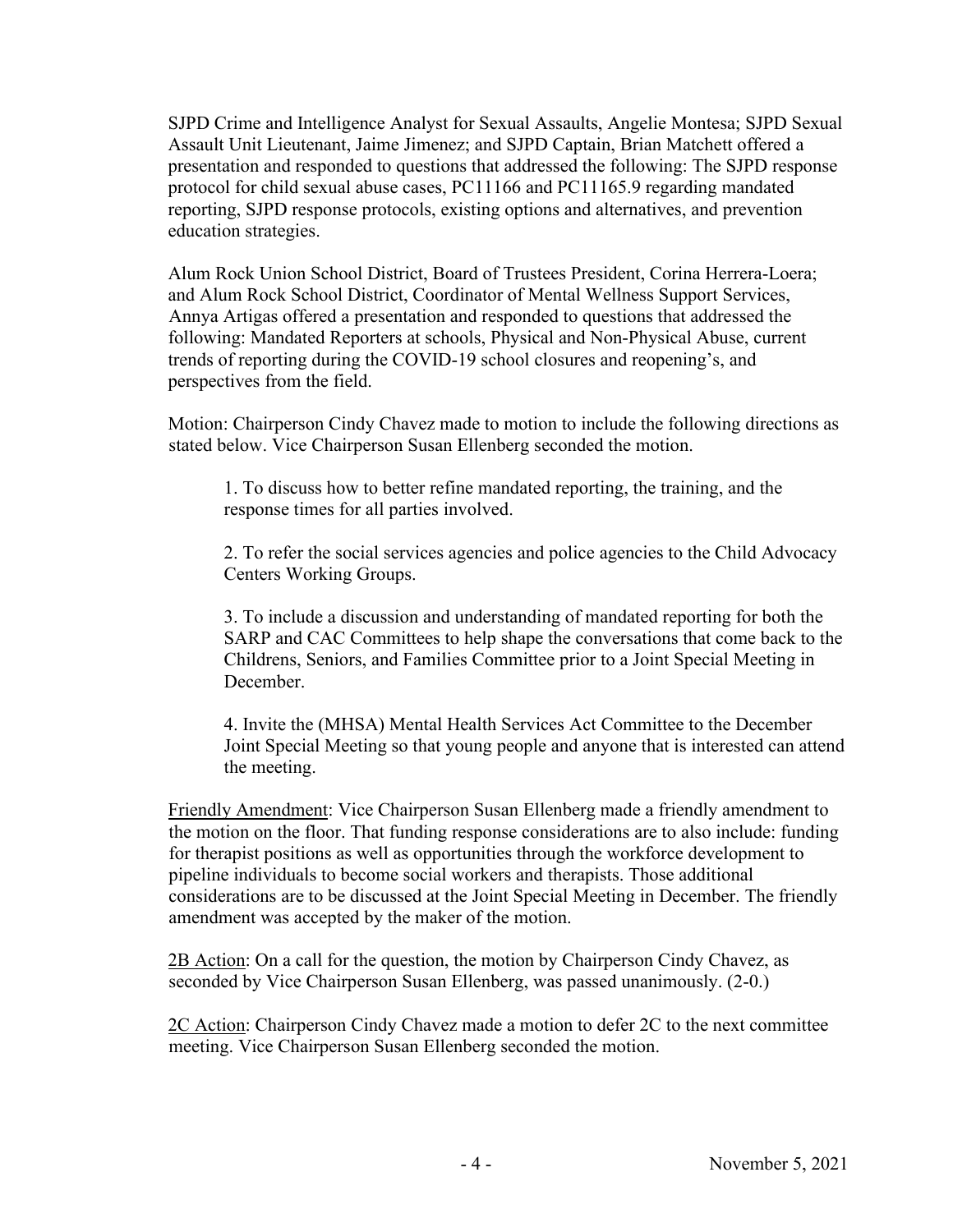SJPD Crime and Intelligence Analyst for Sexual Assaults, Angelie Montesa; SJPD Sexual Assault Unit Lieutenant, Jaime Jimenez; and SJPD Captain, Brian Matchett offered a presentation and responded to questions that addressed the following: The SJPD response protocol for child sexual abuse cases, PC11166 and PC11165.9 regarding mandated reporting, SJPD response protocols, existing options and alternatives, and prevention education strategies.

Alum Rock Union School District, Board of Trustees President, Corina Herrera-Loera; and Alum Rock School District, Coordinator of Mental Wellness Support Services, Annya Artigas offered a presentation and responded to questions that addressed the following: Mandated Reporters at schools, Physical and Non-Physical Abuse, current trends of reporting during the COVID-19 school closures and reopening's, and perspectives from the field.

Motion: Chairperson Cindy Chavez made to motion to include the following directions as stated below. Vice Chairperson Susan Ellenberg seconded the motion.

1. To discuss how to better refine mandated reporting, the training, and the response times for all parties involved.

2. To refer the social services agencies and police agencies to the Child Advocacy Centers Working Groups.

3. To include a discussion and understanding of mandated reporting for both the SARP and CAC Committees to help shape the conversations that come back to the Childrens, Seniors, and Families Committee prior to a Joint Special Meeting in December.

4. Invite the (MHSA) Mental Health Services Act Committee to the December Joint Special Meeting so that young people and anyone that is interested can attend the meeting.

<u>Friendly Amendment</u>: Vice Chairperson Susan Ellenberg made a friendly amendment to the motion on the floor. That funding response considerations are to also include: funding for therapist positions as well as opportunities through the workforce development to pipeline individuals to become social workers and therapists. Those additional considerations are to be discussed at the Joint Special Meeting in December. The friendly amendment was accepted by the maker of the motion.

<u>2B Action</u>: On a call for the question, the motion by Chairperson Cindy Chavez, as seconded by Vice Chairperson Susan Ellenberg, was passed unanimously. (2-0.)

<u>2C Action</u>: Chairperson Cindy Chavez made a motion to defer 2C to the next committee meeting. Vice Chairperson Susan Ellenberg seconded the motion.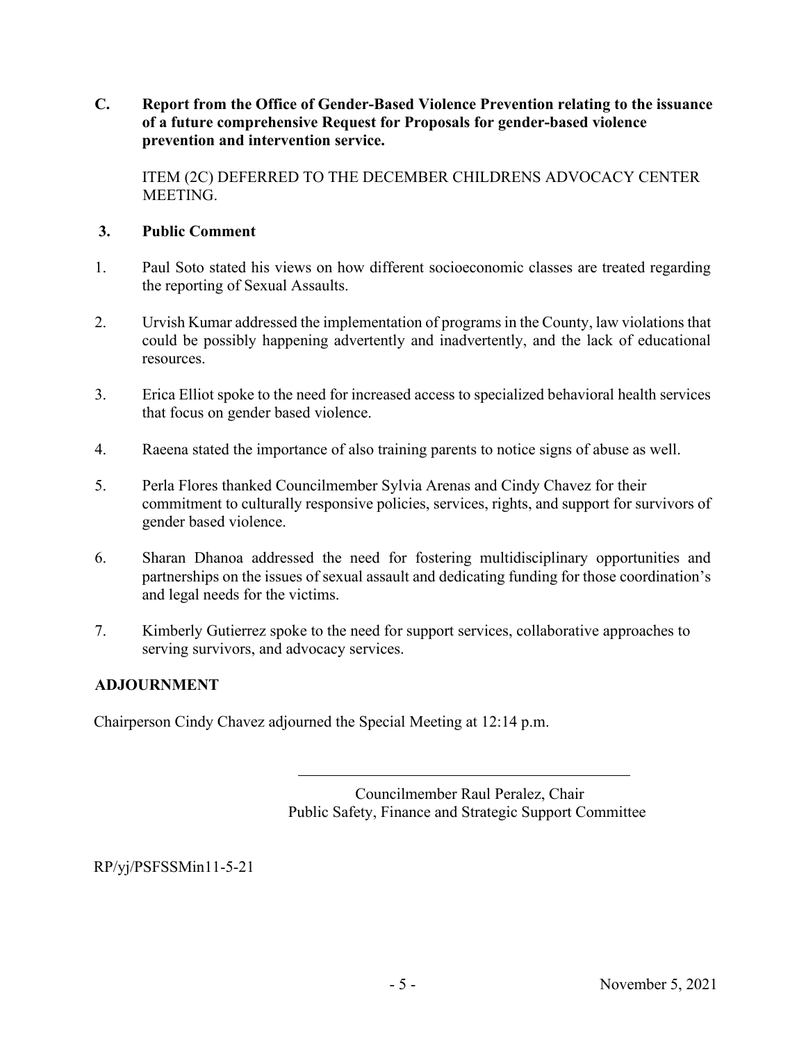**C. Report from the Office of Gender-Based Violence Prevention relating to the issuance of a future comprehensive Request for Proposals for gender-based violence prevention and intervention service.**

ITEM (2C) DEFERRED TO THE DECEMBER CHILDRENS ADVOCACY CENTER MEETING.

## 3. Public Comment

1. Paul Soto stated his views on how different socioeconomic classes are treated regarding the reporting of Sexual Assaults.

2. Urvish Kumar addressed the implementation of programs in the County, law violations that could be possibly happening advertently and inadvertently, and the lack of educational resources.

3. Erica Elliot spoke to the need for increased access to specialized behavioral health services that focus on gender based violence.

4. Raeena stated the importance of also training parents to notice signs of abuse as well.

5. Perla Flores thanked Councilmember Sylvia Arenas and Cindy Chavez for their commitment to culturally responsive policies, services, rights, and support for survivors of gender based violence.

6. Sharan Dhanoa addressed the need for fostering multidisciplinary opportunities and partnerships on the issues of sexual assault and dedicating funding for those coordination's and legal needs for the victims.

7. Kimberly Gutierrez spoke to the need for support services, collaborative approaches to serving survivors, and advocacy services.

## ADJOURNMENT

Chairperson Cindy Chavez adjourned the Special Meeting at 12:14 p.m.

Councilmember Raul Peralez, Chair
Public Safety, Finance and Strategic Support Committee

RP/yj/PSFSSMin11-5-21